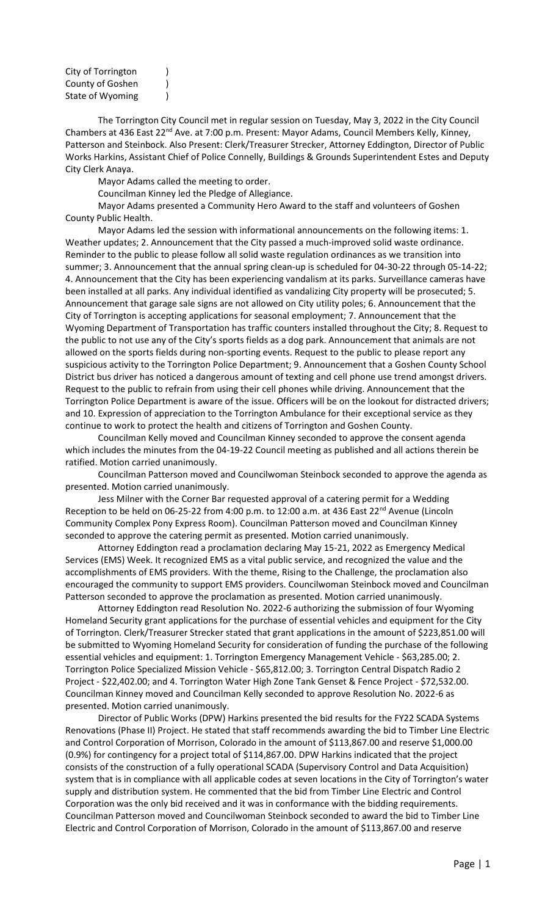City of Torrington )
County of Goshen )
State of Wyoming )

The Torrington City Council met in regular session on Tuesday, May 3, 2022 in the City Council Chambers at 436 East 22nd Ave. at 7:00 p.m. Present: Mayor Adams, Council Members Kelly, Kinney, Patterson and Steinbock. Also Present: Clerk/Treasurer Strecker, Attorney Eddington, Director of Public Works Harkins, Assistant Chief of Police Connelly, Buildings & Grounds Superintendent Estes and Deputy City Clerk Anaya.

Mayor Adams called the meeting to order.

Councilman Kinney led the Pledge of Allegiance.

Mayor Adams presented a Community Hero Award to the staff and volunteers of Goshen County Public Health.

Mayor Adams led the session with informational announcements on the following items: 1. Weather updates; 2. Announcement that the City passed a much-improved solid waste ordinance. Reminder to the public to please follow all solid waste regulation ordinances as we transition into summer; 3. Announcement that the annual spring clean-up is scheduled for 04-30-22 through 05-14-22; 4. Announcement that the City has been experiencing vandalism at its parks. Surveillance cameras have been installed at all parks. Any individual identified as vandalizing City property will be prosecuted; 5. Announcement that garage sale signs are not allowed on City utility poles; 6. Announcement that the City of Torrington is accepting applications for seasonal employment; 7. Announcement that the Wyoming Department of Transportation has traffic counters installed throughout the City; 8. Request to the public to not use any of the City's sports fields as a dog park. Announcement that animals are not allowed on the sports fields during non-sporting events. Request to the public to please report any suspicious activity to the Torrington Police Department; 9. Announcement that a Goshen County School District bus driver has noticed a dangerous amount of texting and cell phone use trend amongst drivers. Request to the public to refrain from using their cell phones while driving. Announcement that the Torrington Police Department is aware of the issue. Officers will be on the lookout for distracted drivers; and 10. Expression of appreciation to the Torrington Ambulance for their exceptional service as they continue to work to protect the health and citizens of Torrington and Goshen County.

Councilman Kelly moved and Councilman Kinney seconded to approve the consent agenda which includes the minutes from the 04-19-22 Council meeting as published and all actions therein be ratified. Motion carried unanimously.

Councilman Patterson moved and Councilwoman Steinbock seconded to approve the agenda as presented. Motion carried unanimously.

Jess Milner with the Corner Bar requested approval of a catering permit for a Wedding Reception to be held on 06-25-22 from 4:00 p.m. to 12:00 a.m. at 436 East 22nd Avenue (Lincoln Community Complex Pony Express Room). Councilman Patterson moved and Councilman Kinney seconded to approve the catering permit as presented. Motion carried unanimously.

Attorney Eddington read a proclamation declaring May 15-21, 2022 as Emergency Medical Services (EMS) Week. It recognized EMS as a vital public service, and recognized the value and the accomplishments of EMS providers. With the theme, Rising to the Challenge, the proclamation also encouraged the community to support EMS providers. Councilwoman Steinbock moved and Councilman Patterson seconded to approve the proclamation as presented. Motion carried unanimously.

Attorney Eddington read Resolution No. 2022-6 authorizing the submission of four Wyoming Homeland Security grant applications for the purchase of essential vehicles and equipment for the City of Torrington. Clerk/Treasurer Strecker stated that grant applications in the amount of $223,851.00 will be submitted to Wyoming Homeland Security for consideration of funding the purchase of the following essential vehicles and equipment: 1. Torrington Emergency Management Vehicle - $63,285.00; 2. Torrington Police Specialized Mission Vehicle - $65,812.00; 3. Torrington Central Dispatch Radio 2 Project - $22,402.00; and 4. Torrington Water High Zone Tank Genset & Fence Project - $72,532.00. Councilman Kinney moved and Councilman Kelly seconded to approve Resolution No. 2022-6 as presented. Motion carried unanimously.

Director of Public Works (DPW) Harkins presented the bid results for the FY22 SCADA Systems Renovations (Phase II) Project. He stated that staff recommends awarding the bid to Timber Line Electric and Control Corporation of Morrison, Colorado in the amount of $113,867.00 and reserve $1,000.00 (0.9%) for contingency for a project total of $114,867.00. DPW Harkins indicated that the project consists of the construction of a fully operational SCADA (Supervisory Control and Data Acquisition) system that is in compliance with all applicable codes at seven locations in the City of Torrington's water supply and distribution system. He commented that the bid from Timber Line Electric and Control Corporation was the only bid received and it was in conformance with the bidding requirements. Councilman Patterson moved and Councilwoman Steinbock seconded to award the bid to Timber Line Electric and Control Corporation of Morrison, Colorado in the amount of $113,867.00 and reserve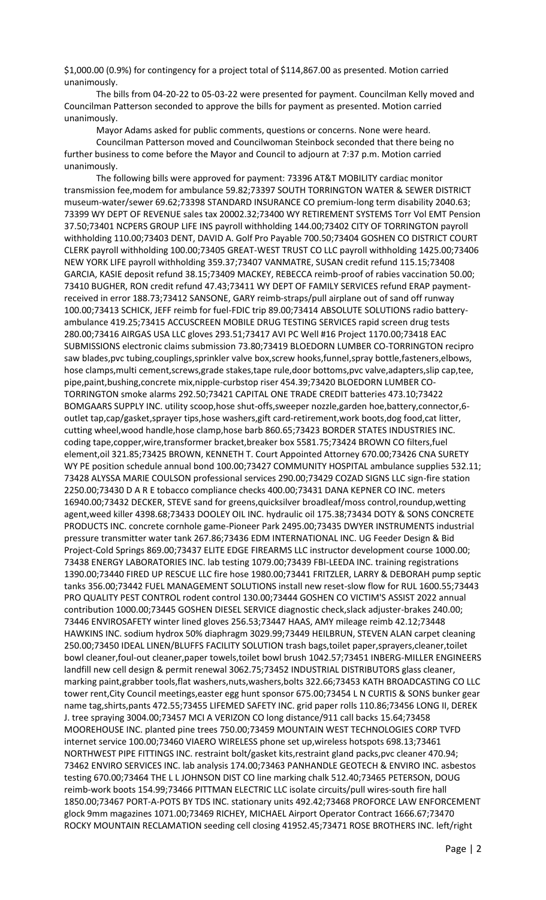$1,000.00 (0.9%) for contingency for a project total of $114,867.00 as presented. Motion carried unanimously.

The bills from 04-20-22 to 05-03-22 were presented for payment. Councilman Kelly moved and Councilman Patterson seconded to approve the bills for payment as presented. Motion carried unanimously.

Mayor Adams asked for public comments, questions or concerns. None were heard.

Councilman Patterson moved and Councilwoman Steinbock seconded that there being no further business to come before the Mayor and Council to adjourn at 7:37 p.m. Motion carried unanimously.

The following bills were approved for payment: 73396 AT&T MOBILITY cardiac monitor transmission fee,modem for ambulance 59.82;73397 SOUTH TORRINGTON WATER & SEWER DISTRICT museum-water/sewer 69.62;73398 STANDARD INSURANCE CO premium-long term disability 2040.63; 73399 WY DEPT OF REVENUE sales tax 20002.32;73400 WY RETIREMENT SYSTEMS Torr Vol EMT Pension 37.50;73401 NCPERS GROUP LIFE INS payroll withholding 144.00;73402 CITY OF TORRINGTON payroll withholding 110.00;73403 DENT, DAVID A. Golf Pro Payable 700.50;73404 GOSHEN CO DISTRICT COURT CLERK payroll withholding 100.00;73405 GREAT-WEST TRUST CO LLC payroll withholding 1425.00;73406 NEW YORK LIFE payroll withholding 359.37;73407 VANMATRE, SUSAN credit refund 115.15;73408 GARCIA, KASIE deposit refund 38.15;73409 MACKEY, REBECCA reimb-proof of rabies vaccination 50.00; 73410 BUGHER, RON credit refund 47.43;73411 WY DEPT OF FAMILY SERVICES refund ERAP payment-received in error 188.73;73412 SANSONE, GARY reimb-straps/pull airplane out of sand off runway 100.00;73413 SCHICK, JEFF reimb for fuel-FDIC trip 89.00;73414 ABSOLUTE SOLUTIONS radio battery-ambulance 419.25;73415 ACCUSCREEN MOBILE DRUG TESTING SERVICES rapid screen drug tests 280.00;73416 AIRGAS USA LLC gloves 293.51;73417 AVI PC Well #16 Project 1170.00;73418 EAC SUBMISSIONS electronic claims submission 73.80;73419 BLOEDORN LUMBER CO-TORRINGTON recipro saw blades,pvc tubing,couplings,sprinkler valve box,screw hooks,funnel,spray bottle,fasteners,elbows, hose clamps,multi cement,screws,grade stakes,tape rule,door bottoms,pvc valve,adapters,slip cap,tee, pipe,paint,bushing,concrete mix,nipple-curbstop riser 454.39;73420 BLOEDORN LUMBER CO-TORRINGTON smoke alarms 292.50;73421 CAPITAL ONE TRADE CREDIT batteries 473.10;73422 BOMGAARS SUPPLY INC. utility scoop,hose shut-offs,sweeper nozzle,garden hoe,battery,connector,6-outlet tap,cap/gasket,sprayer tips,hose washers,gift card-retirement,work boots,dog food,cat litter, cutting wheel,wood handle,hose clamp,hose barb 860.65;73423 BORDER STATES INDUSTRIES INC. coding tape,copper,wire,transformer bracket,breaker box 5581.75;73424 BROWN CO filters,fuel element,oil 321.85;73425 BROWN, KENNETH T. Court Appointed Attorney 670.00;73426 CNA SURETY WY PE position schedule annual bond 100.00;73427 COMMUNITY HOSPITAL ambulance supplies 532.11; 73428 ALYSSA MARIE COULSON professional services 290.00;73429 COZAD SIGNS LLC sign-fire station 2250.00;73430 D A R E tobacco compliance checks 400.00;73431 DANA KEPNER CO INC. meters 16940.00;73432 DECKER, STEVE sand for greens,quicksilver broadleaf/moss control,roundup,wetting agent,weed killer 4398.68;73433 DOOLEY OIL INC. hydraulic oil 175.38;73434 DOTY & SONS CONCRETE PRODUCTS INC. concrete cornhole game-Pioneer Park 2495.00;73435 DWYER INSTRUMENTS industrial pressure transmitter water tank 267.86;73436 EDM INTERNATIONAL INC. UG Feeder Design & Bid Project-Cold Springs 869.00;73437 ELITE EDGE FIREARMS LLC instructor development course 1000.00; 73438 ENERGY LABORATORIES INC. lab testing 1079.00;73439 FBI-LEEDA INC. training registrations 1390.00;73440 FIRED UP RESCUE LLC fire hose 1980.00;73441 FRITZLER, LARRY & DEBORAH pump septic tanks 356.00;73442 FUEL MANAGEMENT SOLUTIONS install new reset-slow flow for RUL 1600.55;73443 PRO QUALITY PEST CONTROL rodent control 130.00;73444 GOSHEN CO VICTIM'S ASSIST 2022 annual contribution 1000.00;73445 GOSHEN DIESEL SERVICE diagnostic check,slack adjuster-brakes 240.00; 73446 ENVIROSAFETY winter lined gloves 256.53;73447 HAAS, AMY mileage reimb 42.12;73448 HAWKINS INC. sodium hydrox 50% diaphragm 3029.99;73449 HEILBRUN, STEVEN ALAN carpet cleaning 250.00;73450 IDEAL LINEN/BLUFFS FACILITY SOLUTION trash bags,toilet paper,sprayers,cleaner,toilet bowl cleaner,foul-out cleaner,paper towels,toilet bowl brush 1042.57;73451 INBERG-MILLER ENGINEERS landfill new cell design & permit renewal 3062.75;73452 INDUSTRIAL DISTRIBUTORS glass cleaner, marking paint,grabber tools,flat washers,nuts,washers,bolts 322.66;73453 KATH BROADCASTING CO LLC tower rent,City Council meetings,easter egg hunt sponsor 675.00;73454 L N CURTIS & SONS bunker gear name tag,shirts,pants 472.55;73455 LIFEMED SAFETY INC. grid paper rolls 110.86;73456 LONG II, DEREK J. tree spraying 3004.00;73457 MCI A VERIZON CO long distance/911 call backs 15.64;73458 MOOREHOUSE INC. planted pine trees 750.00;73459 MOUNTAIN WEST TECHNOLOGIES CORP TVFD internet service 100.00;73460 VIAERO WIRELESS phone set up,wireless hotspots 698.13;73461 NORTHWEST PIPE FITTINGS INC. restraint bolt/gasket kits,restraint gland packs,pvc cleaner 470.94; 73462 ENVIRO SERVICES INC. lab analysis 174.00;73463 PANHANDLE GEOTECH & ENVIRO INC. asbestos testing 670.00;73464 THE L L JOHNSON DIST CO line marking chalk 512.40;73465 PETERSON, DOUG reimb-work boots 154.99;73466 PITTMAN ELECTRIC LLC isolate circuits/pull wires-south fire hall 1850.00;73467 PORT-A-POTS BY TDS INC. stationary units 492.42;73468 PROFORCE LAW ENFORCEMENT glock 9mm magazines 1071.00;73469 RICHEY, MICHAEL Airport Operator Contract 1666.67;73470 ROCKY MOUNTAIN RECLAMATION seeding cell closing 41952.45;73471 ROSE BROTHERS INC. left/right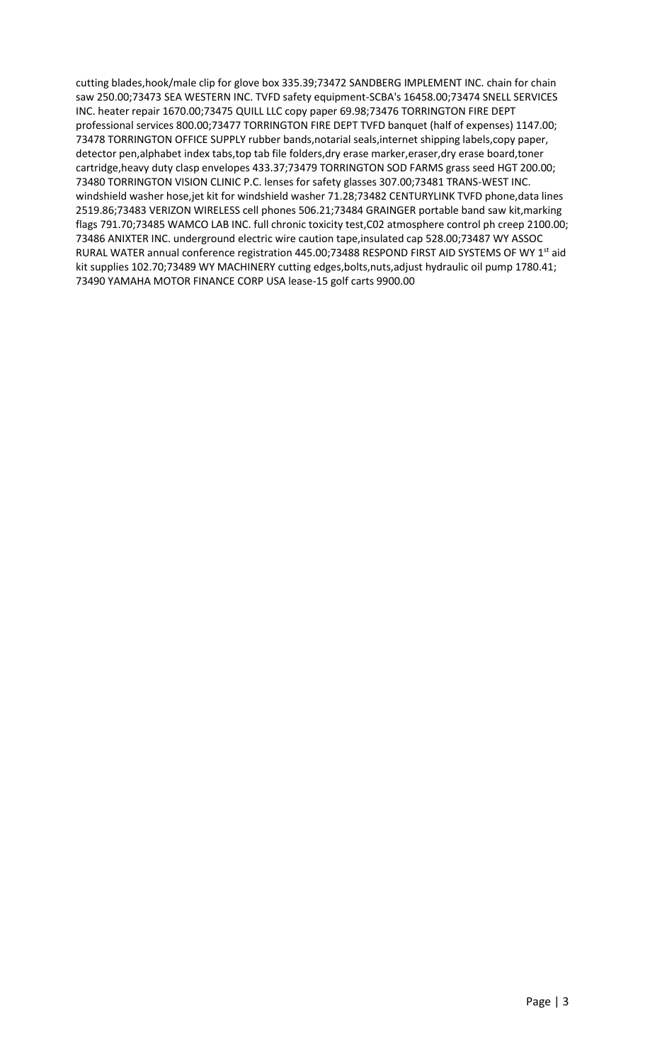cutting blades,hook/male clip for glove box 335.39;73472 SANDBERG IMPLEMENT INC. chain for chain saw 250.00;73473 SEA WESTERN INC. TVFD safety equipment-SCBA's 16458.00;73474 SNELL SERVICES INC. heater repair 1670.00;73475 QUILL LLC copy paper 69.98;73476 TORRINGTON FIRE DEPT professional services 800.00;73477 TORRINGTON FIRE DEPT TVFD banquet (half of expenses) 1147.00; 73478 TORRINGTON OFFICE SUPPLY rubber bands,notarial seals,internet shipping labels,copy paper, detector pen,alphabet index tabs,top tab file folders,dry erase marker,eraser,dry erase board,toner cartridge,heavy duty clasp envelopes 433.37;73479 TORRINGTON SOD FARMS grass seed HGT 200.00; 73480 TORRINGTON VISION CLINIC P.C. lenses for safety glasses 307.00;73481 TRANS-WEST INC. windshield washer hose,jet kit for windshield washer 71.28;73482 CENTURYLINK TVFD phone,data lines 2519.86;73483 VERIZON WIRELESS cell phones 506.21;73484 GRAINGER portable band saw kit,marking flags 791.70;73485 WAMCO LAB INC. full chronic toxicity test,C02 atmosphere control ph creep 2100.00; 73486 ANIXTER INC. underground electric wire caution tape,insulated cap 528.00;73487 WY ASSOC RURAL WATER annual conference registration 445.00;73488 RESPOND FIRST AID SYSTEMS OF WY 1st aid kit supplies 102.70;73489 WY MACHINERY cutting edges,bolts,nuts,adjust hydraulic oil pump 1780.41; 73490 YAMAHA MOTOR FINANCE CORP USA lease-15 golf carts 9900.00